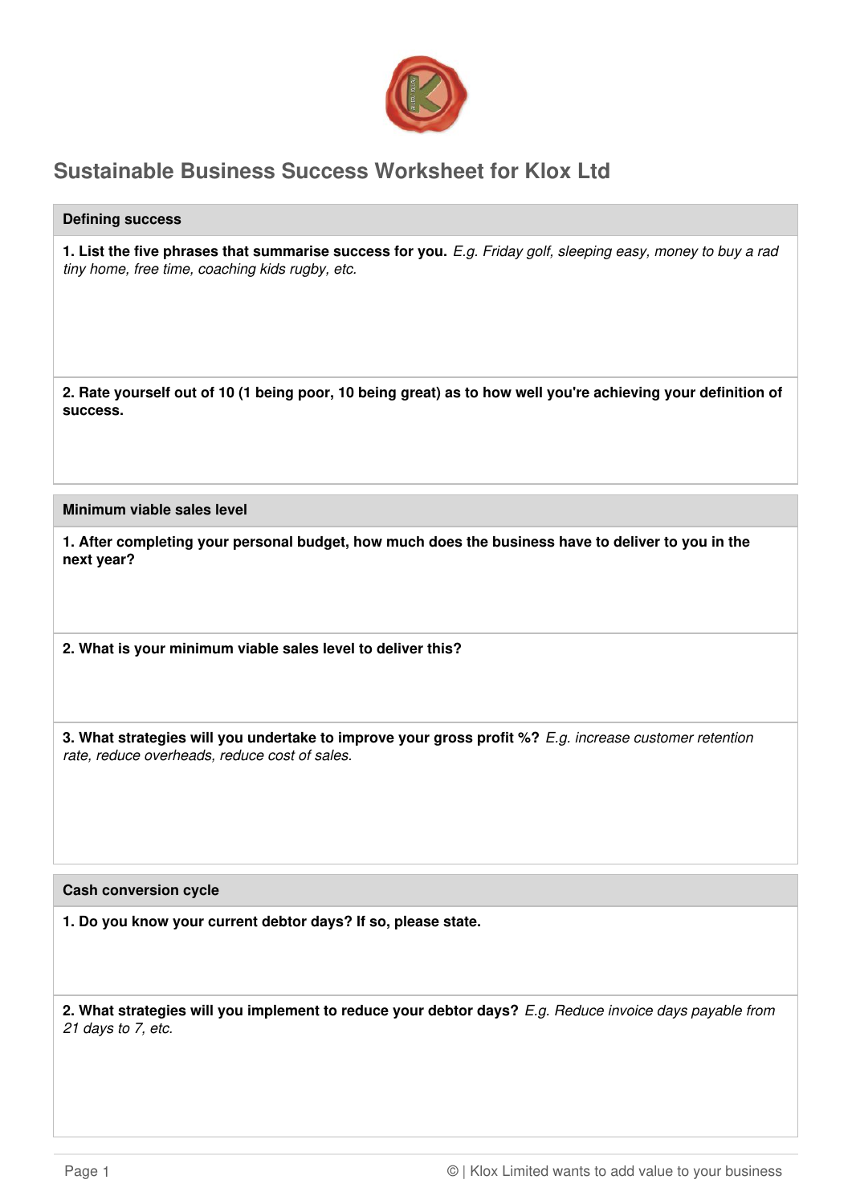# Sustainable Business Success Worksheet for Klox Ltd

## Defining success

**1. List the five phrases that summarise success for you.** *E.g. Friday golf, sleeping easy, money to buy a rad tiny home, free time, coaching kids rugby, etc.*

**2. Rate yourself out of 10 (1 being poor, 10 being great) as to how well you're achieving your definition of success.**

## Minimum viable sales level

**1. After completing your personal budget, how much does the business have to deliver to you in the next year?**

**2. What is your minimum viable sales level to deliver this?**

**3. What strategies will you undertake to improve your gross profit %?** *E.g. increase customer retention rate, reduce overheads, reduce cost of sales.*

## Cash conversion cycle

**1. Do you know your current debtor days? If so, please state.**

**2. What strategies will you implement to reduce your debtor days?** *E.g. Reduce invoice days payable from 21 days to 7, etc.*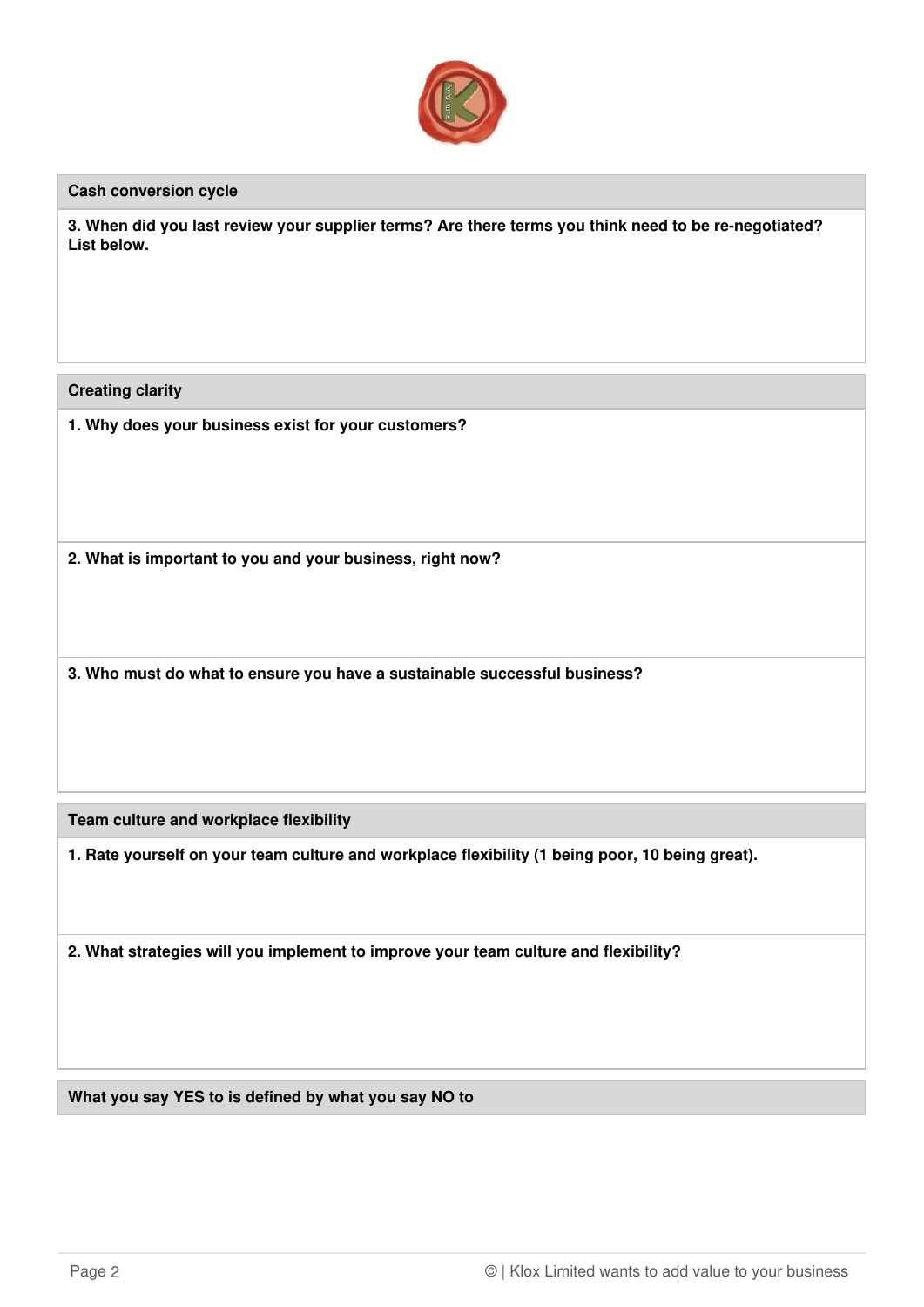## Cash conversion cycle

**3. When did you last review your supplier terms? Are there terms you think need to be re-negotiated? List below.**

## Creating clarity

**1. Why does your business exist for your customers?**

**2. What is important to you and your business, right now?**

**3. Who must do what to ensure you have a sustainable successful business?**

## Team culture and workplace flexibility

**1. Rate yourself on your team culture and workplace flexibility (1 being poor, 10 being great).**

**2. What strategies will you implement to improve your team culture and flexibility?**

## What you say YES to is defined by what you say NO to

© | Klox Limited wants to add value to your business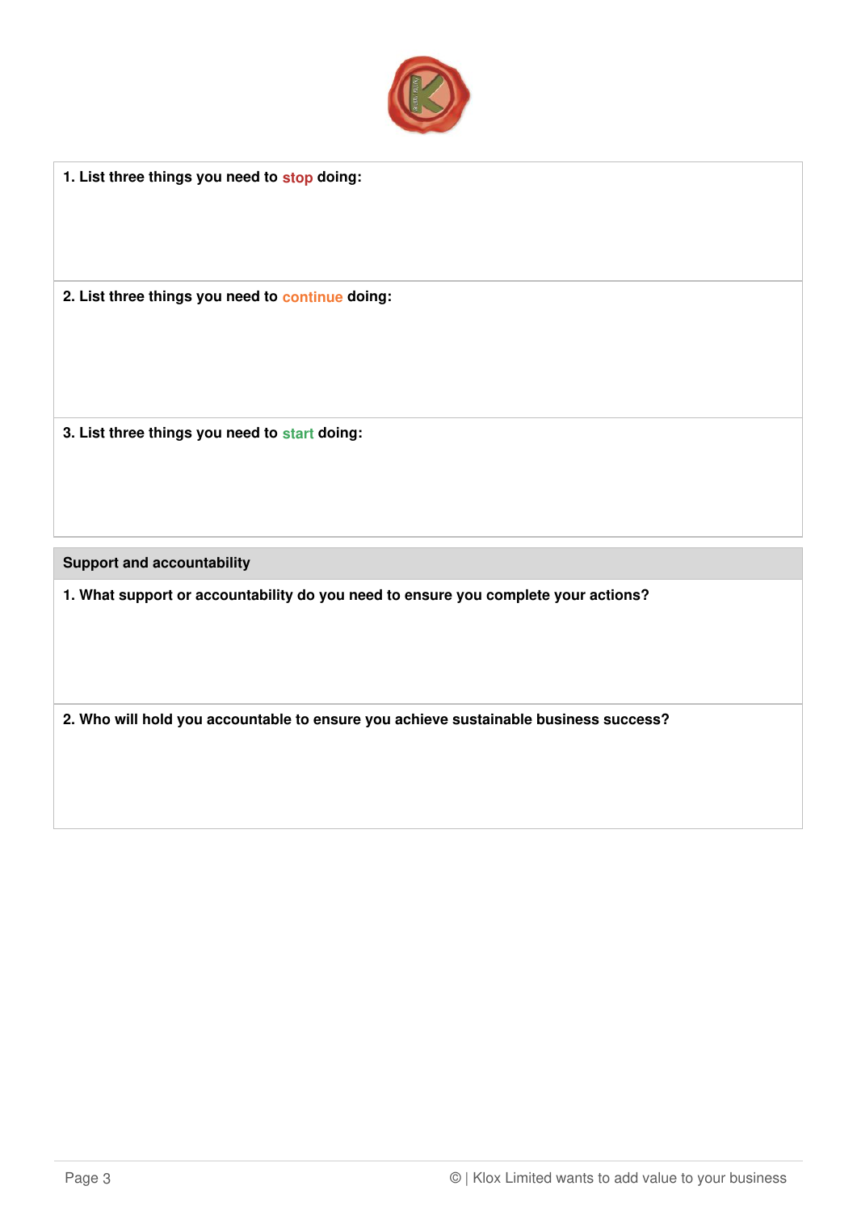**1. List three things you need to stop doing:**

**2. List three things you need to continue doing:**

**3. List three things you need to start doing:**

## Support and accountability

**1. What support or accountability do you need to ensure you complete your actions?**

**2. Who will hold you accountable to ensure you achieve sustainable business success?**